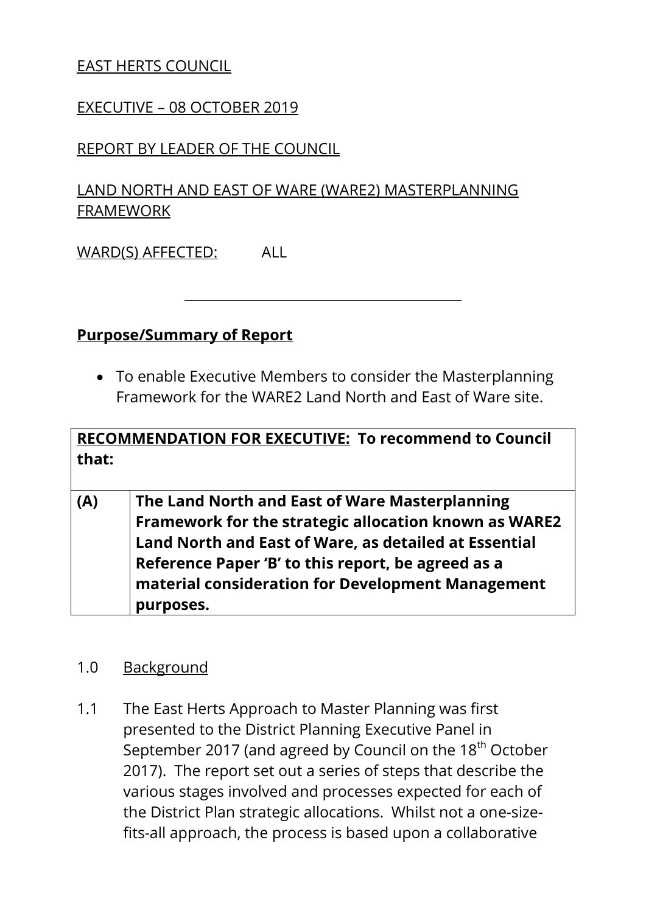EAST HERTS COUNCIL

EXECUTIVE – 08 OCTOBER 2019

REPORT BY LEADER OF THE COUNCIL

LAND NORTH AND EAST OF WARE (WARE2) MASTERPLANNING FRAMEWORK

WARD(S) AFFECTED: ALL

---

**Purpose/Summary of Report**

- To enable Executive Members to consider the Masterplanning Framework for the WARE2 Land North and East of Ware site.

| **RECOMMENDATION FOR EXECUTIVE: To recommend to Council that:** | |
|---|---|
| **(A)** | **The Land North and East of Ware Masterplanning Framework for the strategic allocation known as WARE2 Land North and East of Ware, as detailed at Essential Reference Paper 'B' to this report, be agreed as a material consideration for Development Management purposes.** |

1.0 Background

1.1 The East Herts Approach to Master Planning was first presented to the District Planning Executive Panel in September 2017 (and agreed by Council on the 18th October 2017). The report set out a series of steps that describe the various stages involved and processes expected for each of the District Plan strategic allocations. Whilst not a one-size-fits-all approach, the process is based upon a collaborative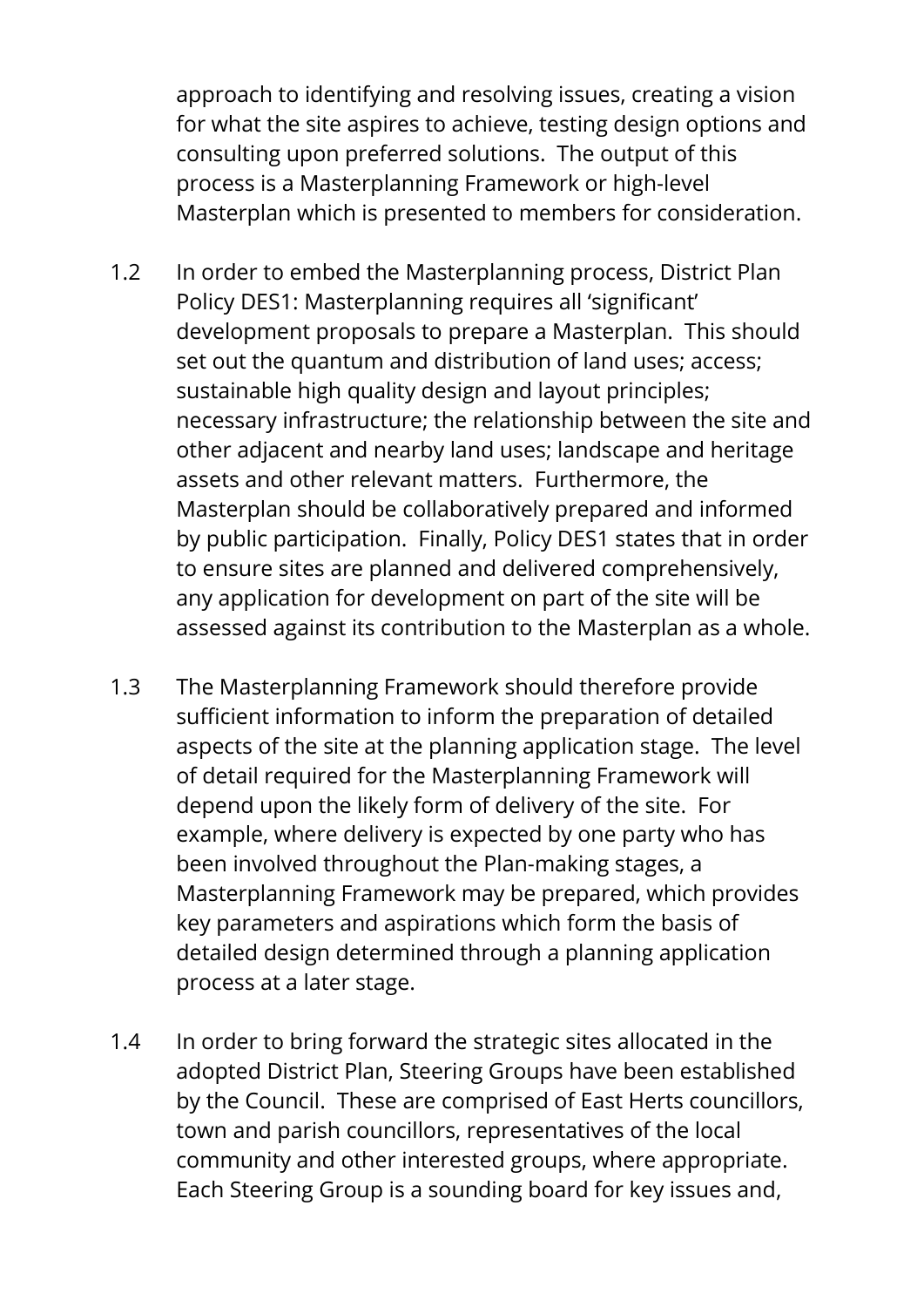approach to identifying and resolving issues, creating a vision for what the site aspires to achieve, testing design options and consulting upon preferred solutions. The output of this process is a Masterplanning Framework or high-level Masterplan which is presented to members for consideration.

1.2 In order to embed the Masterplanning process, District Plan Policy DES1: Masterplanning requires all 'significant' development proposals to prepare a Masterplan. This should set out the quantum and distribution of land uses; access; sustainable high quality design and layout principles; necessary infrastructure; the relationship between the site and other adjacent and nearby land uses; landscape and heritage assets and other relevant matters. Furthermore, the Masterplan should be collaboratively prepared and informed by public participation. Finally, Policy DES1 states that in order to ensure sites are planned and delivered comprehensively, any application for development on part of the site will be assessed against its contribution to the Masterplan as a whole.

1.3 The Masterplanning Framework should therefore provide sufficient information to inform the preparation of detailed aspects of the site at the planning application stage. The level of detail required for the Masterplanning Framework will depend upon the likely form of delivery of the site. For example, where delivery is expected by one party who has been involved throughout the Plan-making stages, a Masterplanning Framework may be prepared, which provides key parameters and aspirations which form the basis of detailed design determined through a planning application process at a later stage.

1.4 In order to bring forward the strategic sites allocated in the adopted District Plan, Steering Groups have been established by the Council. These are comprised of East Herts councillors, town and parish councillors, representatives of the local community and other interested groups, where appropriate. Each Steering Group is a sounding board for key issues and,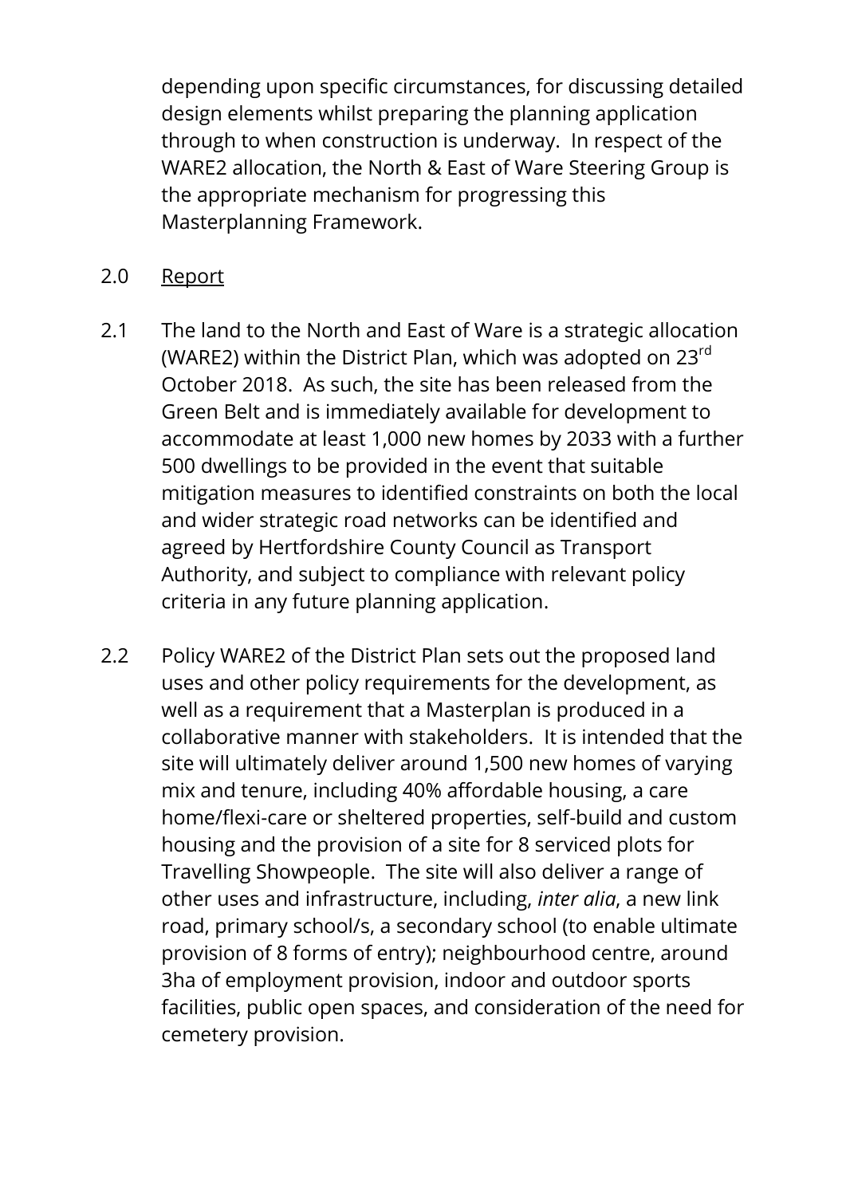depending upon specific circumstances, for discussing detailed design elements whilst preparing the planning application through to when construction is underway. In respect of the WARE2 allocation, the North & East of Ware Steering Group is the appropriate mechanism for progressing this Masterplanning Framework.

2.0 Report

2.1 The land to the North and East of Ware is a strategic allocation (WARE2) within the District Plan, which was adopted on 23rd October 2018. As such, the site has been released from the Green Belt and is immediately available for development to accommodate at least 1,000 new homes by 2033 with a further 500 dwellings to be provided in the event that suitable mitigation measures to identified constraints on both the local and wider strategic road networks can be identified and agreed by Hertfordshire County Council as Transport Authority, and subject to compliance with relevant policy criteria in any future planning application.

2.2 Policy WARE2 of the District Plan sets out the proposed land uses and other policy requirements for the development, as well as a requirement that a Masterplan is produced in a collaborative manner with stakeholders. It is intended that the site will ultimately deliver around 1,500 new homes of varying mix and tenure, including 40% affordable housing, a care home/flexi-care or sheltered properties, self-build and custom housing and the provision of a site for 8 serviced plots for Travelling Showpeople. The site will also deliver a range of other uses and infrastructure, including, *inter alia*, a new link road, primary school/s, a secondary school (to enable ultimate provision of 8 forms of entry); neighbourhood centre, around 3ha of employment provision, indoor and outdoor sports facilities, public open spaces, and consideration of the need for cemetery provision.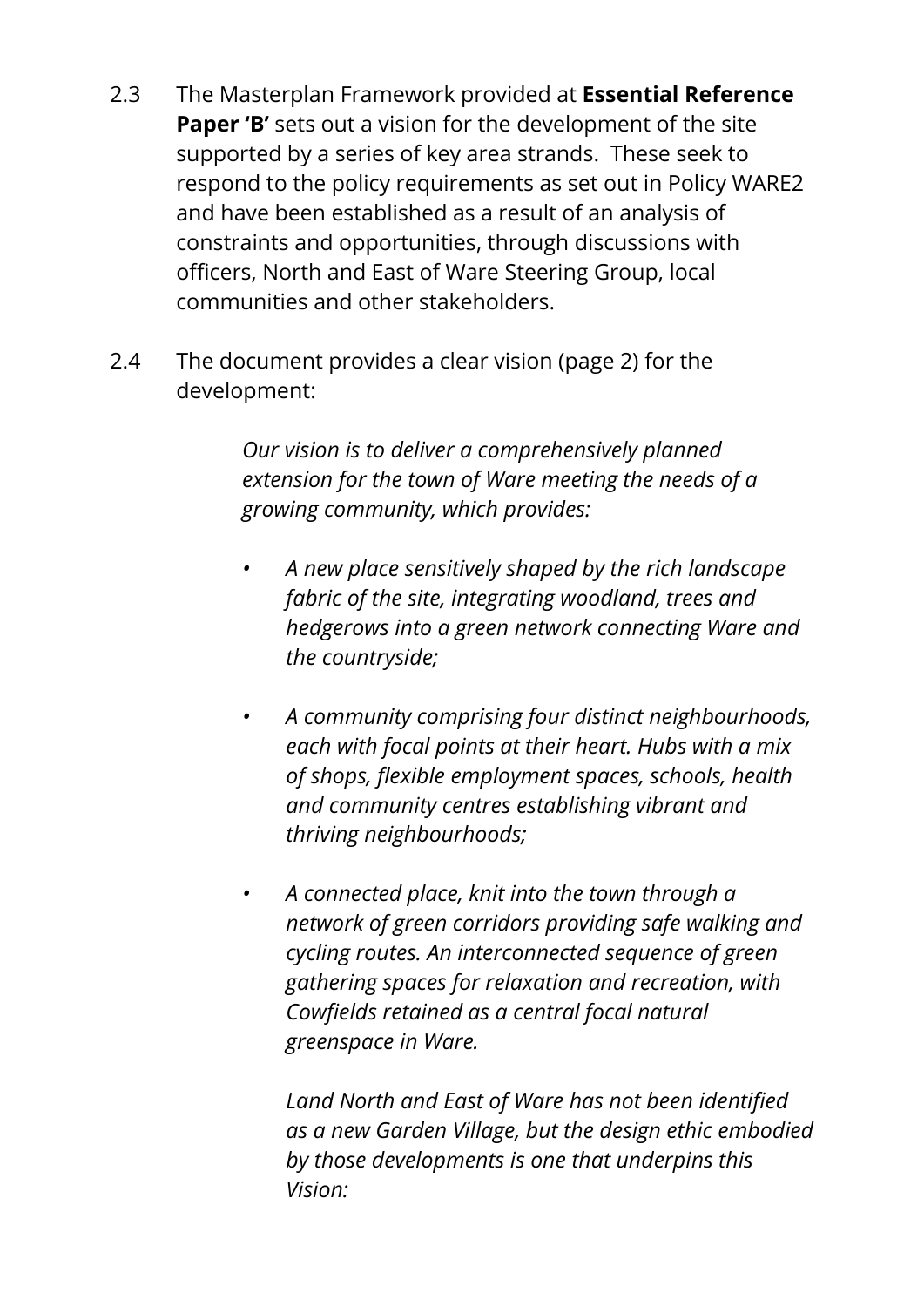2.3 The Masterplan Framework provided at **Essential Reference Paper 'B'** sets out a vision for the development of the site supported by a series of key area strands. These seek to respond to the policy requirements as set out in Policy WARE2 and have been established as a result of an analysis of constraints and opportunities, through discussions with officers, North and East of Ware Steering Group, local communities and other stakeholders.

2.4 The document provides a clear vision (page 2) for the development:

> *Our vision is to deliver a comprehensively planned extension for the town of Ware meeting the needs of a growing community, which provides:*
>
> - *A new place sensitively shaped by the rich landscape fabric of the site, integrating woodland, trees and hedgerows into a green network connecting Ware and the countryside;*
>
> - *A community comprising four distinct neighbourhoods, each with focal points at their heart. Hubs with a mix of shops, flexible employment spaces, schools, health and community centres establishing vibrant and thriving neighbourhoods;*
>
> - *A connected place, knit into the town through a network of green corridors providing safe walking and cycling routes. An interconnected sequence of green gathering spaces for relaxation and recreation, with Cowfields retained as a central focal natural greenspace in Ware.*
>
>   *Land North and East of Ware has not been identified as a new Garden Village, but the design ethic embodied by those developments is one that underpins this Vision:*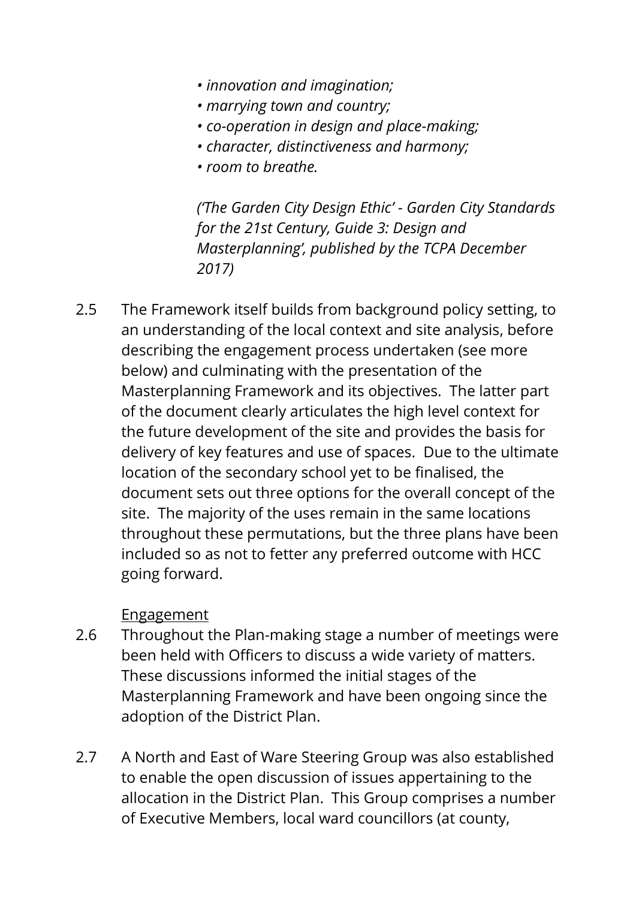- *innovation and imagination;*
- *marrying town and country;*
- *co-operation in design and place-making;*
- *character, distinctiveness and harmony;*
- *room to breathe.*

*('The Garden City Design Ethic' - Garden City Standards for the 21st Century, Guide 3: Design and Masterplanning', published by the TCPA December 2017)*

2.5 The Framework itself builds from background policy setting, to an understanding of the local context and site analysis, before describing the engagement process undertaken (see more below) and culminating with the presentation of the Masterplanning Framework and its objectives. The latter part of the document clearly articulates the high level context for the future development of the site and provides the basis for delivery of key features and use of spaces. Due to the ultimate location of the secondary school yet to be finalised, the document sets out three options for the overall concept of the site. The majority of the uses remain in the same locations throughout these permutations, but the three plans have been included so as not to fetter any preferred outcome with HCC going forward.

Engagement

2.6 Throughout the Plan-making stage a number of meetings were been held with Officers to discuss a wide variety of matters. These discussions informed the initial stages of the Masterplanning Framework and have been ongoing since the adoption of the District Plan.

2.7 A North and East of Ware Steering Group was also established to enable the open discussion of issues appertaining to the allocation in the District Plan. This Group comprises a number of Executive Members, local ward councillors (at county,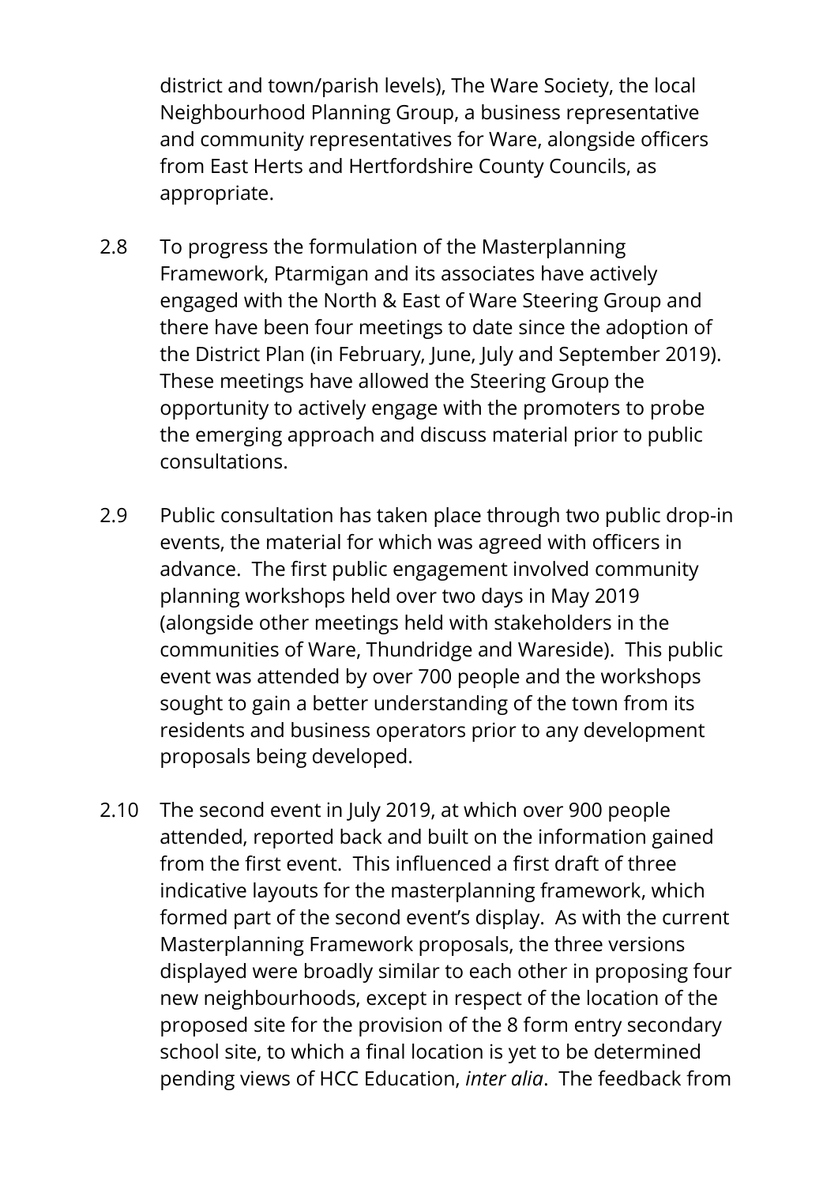district and town/parish levels), The Ware Society, the local Neighbourhood Planning Group, a business representative and community representatives for Ware, alongside officers from East Herts and Hertfordshire County Councils, as appropriate.

2.8 To progress the formulation of the Masterplanning Framework, Ptarmigan and its associates have actively engaged with the North & East of Ware Steering Group and there have been four meetings to date since the adoption of the District Plan (in February, June, July and September 2019). These meetings have allowed the Steering Group the opportunity to actively engage with the promoters to probe the emerging approach and discuss material prior to public consultations.

2.9 Public consultation has taken place through two public drop-in events, the material for which was agreed with officers in advance. The first public engagement involved community planning workshops held over two days in May 2019 (alongside other meetings held with stakeholders in the communities of Ware, Thundridge and Wareside). This public event was attended by over 700 people and the workshops sought to gain a better understanding of the town from its residents and business operators prior to any development proposals being developed.

2.10 The second event in July 2019, at which over 900 people attended, reported back and built on the information gained from the first event. This influenced a first draft of three indicative layouts for the masterplanning framework, which formed part of the second event's display. As with the current Masterplanning Framework proposals, the three versions displayed were broadly similar to each other in proposing four new neighbourhoods, except in respect of the location of the proposed site for the provision of the 8 form entry secondary school site, to which a final location is yet to be determined pending views of HCC Education, *inter alia*. The feedback from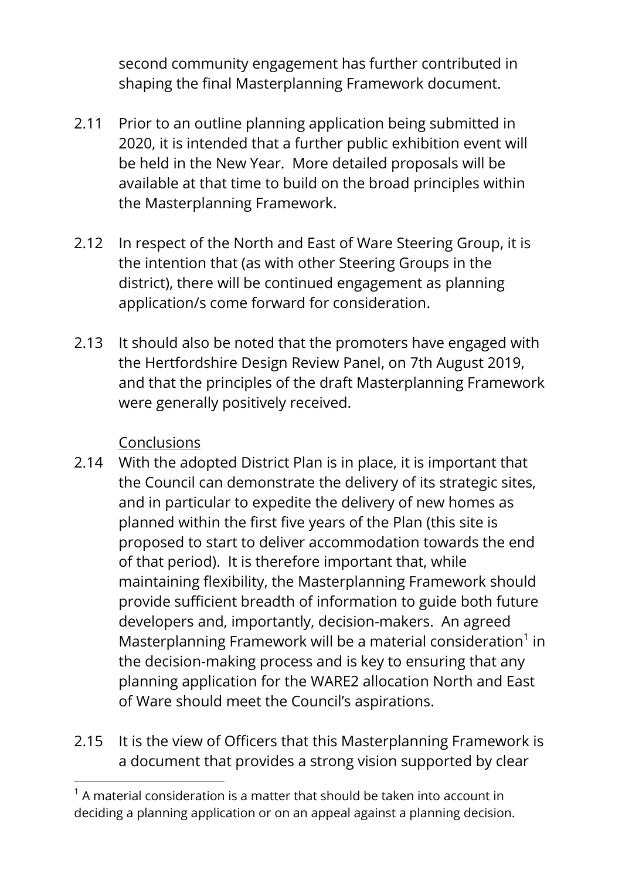second community engagement has further contributed in shaping the final Masterplanning Framework document.

2.11 Prior to an outline planning application being submitted in 2020, it is intended that a further public exhibition event will be held in the New Year. More detailed proposals will be available at that time to build on the broad principles within the Masterplanning Framework.

2.12 In respect of the North and East of Ware Steering Group, it is the intention that (as with other Steering Groups in the district), there will be continued engagement as planning application/s come forward for consideration.

2.13 It should also be noted that the promoters have engaged with the Hertfordshire Design Review Panel, on 7th August 2019, and that the principles of the draft Masterplanning Framework were generally positively received.

<u>Conclusions</u>

2.14 With the adopted District Plan is in place, it is important that the Council can demonstrate the delivery of its strategic sites, and in particular to expedite the delivery of new homes as planned within the first five years of the Plan (this site is proposed to start to deliver accommodation towards the end of that period). It is therefore important that, while maintaining flexibility, the Masterplanning Framework should provide sufficient breadth of information to guide both future developers and, importantly, decision-makers. An agreed Masterplanning Framework will be a material consideration[1] in the decision-making process and is key to ensuring that any planning application for the WARE2 allocation North and East of Ware should meet the Council's aspirations.

2.15 It is the view of Officers that this Masterplanning Framework is a document that provides a strong vision supported by clear

[1] A material consideration is a matter that should be taken into account in deciding a planning application or on an appeal against a planning decision.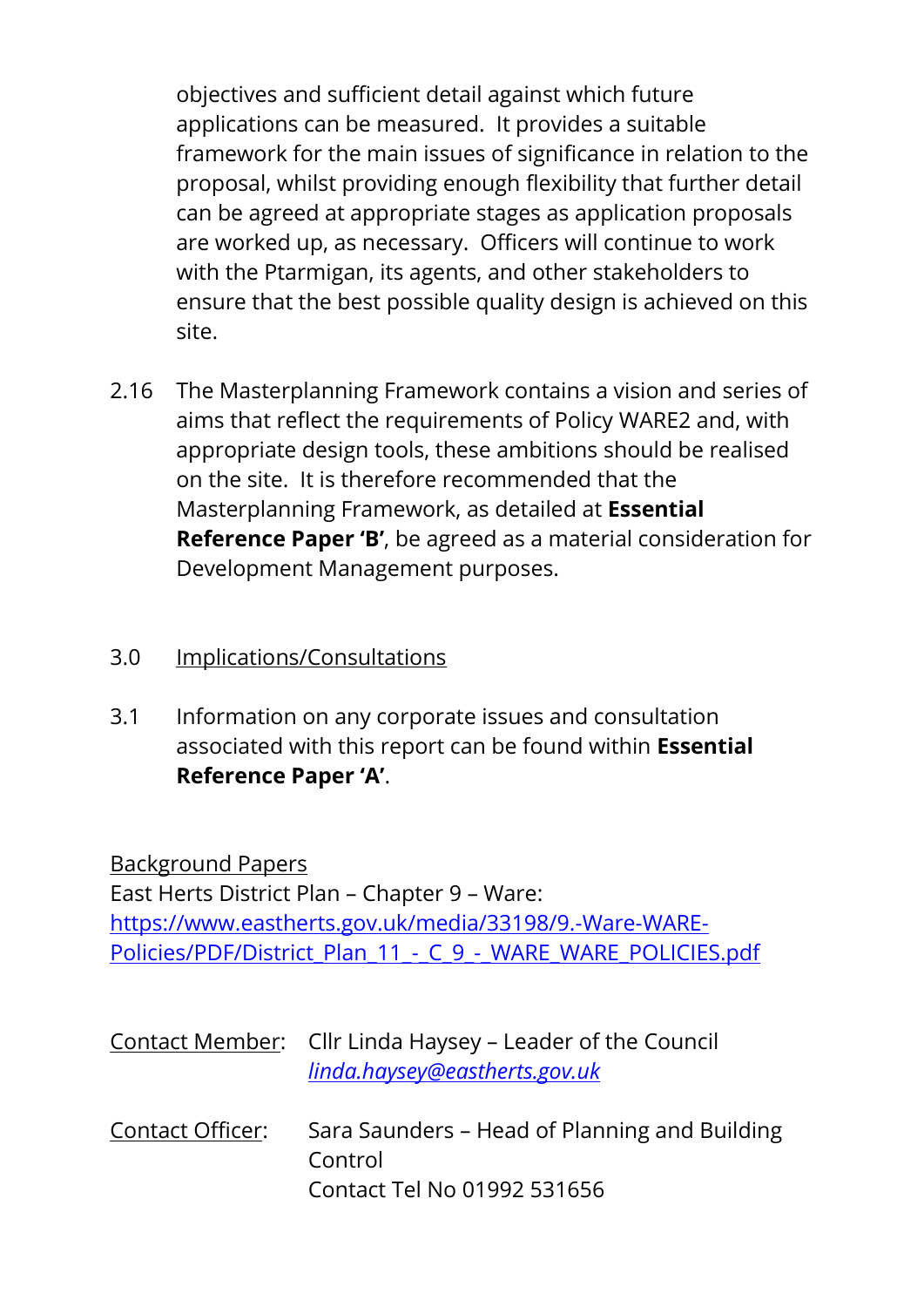objectives and sufficient detail against which future applications can be measured. It provides a suitable framework for the main issues of significance in relation to the proposal, whilst providing enough flexibility that further detail can be agreed at appropriate stages as application proposals are worked up, as necessary. Officers will continue to work with the Ptarmigan, its agents, and other stakeholders to ensure that the best possible quality design is achieved on this site.

2.16 The Masterplanning Framework contains a vision and series of aims that reflect the requirements of Policy WARE2 and, with appropriate design tools, these ambitions should be realised on the site. It is therefore recommended that the Masterplanning Framework, as detailed at **Essential Reference Paper 'B'**, be agreed as a material consideration for Development Management purposes.

3.0 Implications/Consultations

3.1 Information on any corporate issues and consultation associated with this report can be found within **Essential Reference Paper 'A'**.

Background Papers
East Herts District Plan – Chapter 9 – Ware:
https://www.eastherts.gov.uk/media/33198/9.-Ware-WARE-Policies/PDF/District_Plan_11_-_C_9_-_WARE_WARE_POLICIES.pdf

Contact Member: Cllr Linda Haysey – Leader of the Council
*linda.haysey@eastherts.gov.uk*

Contact Officer: Sara Saunders – Head of Planning and Building Control
Contact Tel No 01992 531656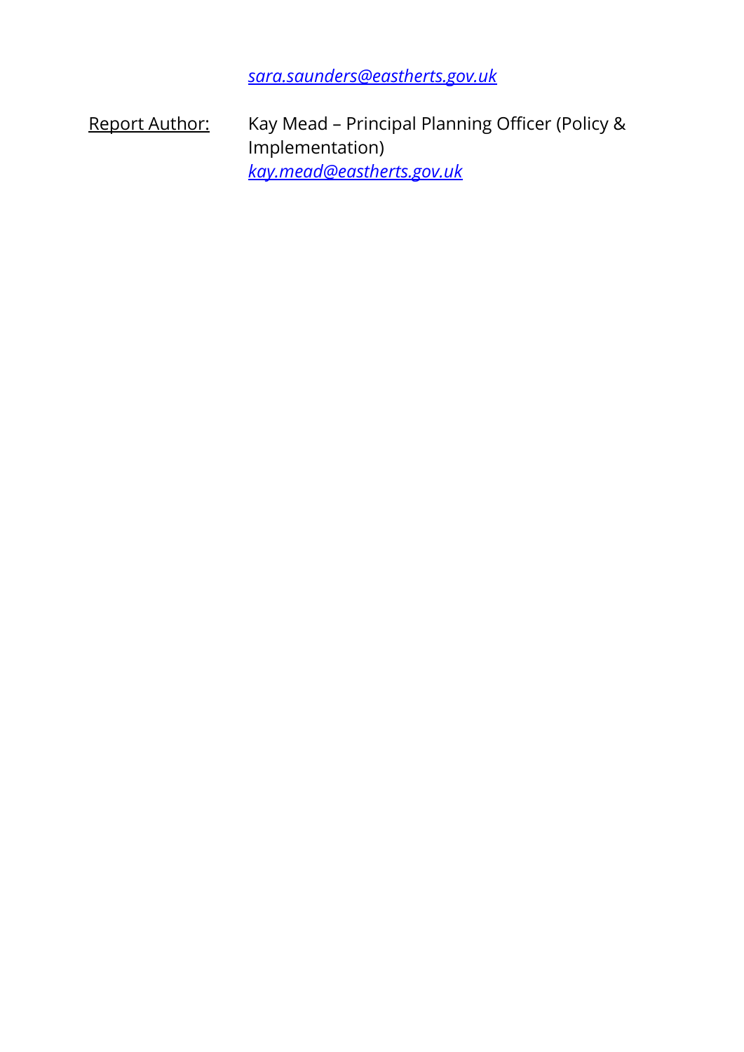*sara.saunders@eastherts.gov.uk*

Report Author: Kay Mead – Principal Planning Officer (Policy & Implementation)
*kay.mead@eastherts.gov.uk*